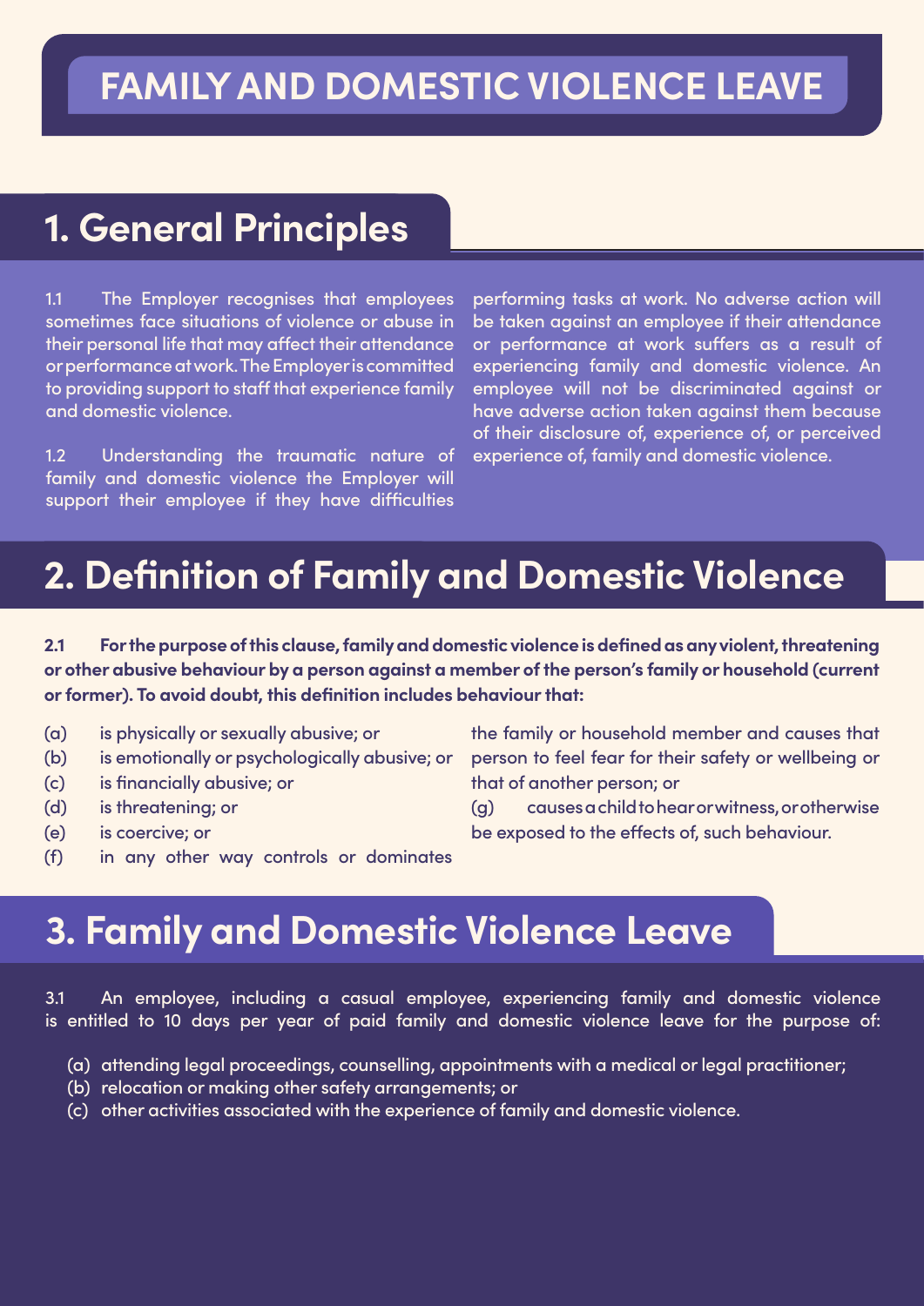# FAMILY AND DOMESTIC VIOLENCE LEAVE

## 1. General Principles

1.1 The Employer recognises that employees sometimes face situations of violence or abuse in their personal life that may affect their attendance or performance at work. The Employer is committed to providing support to staff that experience family and domestic violence.

1.2 Understanding the traumatic nature of family and domestic violence the Employer will support their employee if they have difficulties performing tasks at work. No adverse action will be taken against an employee if their attendance or performance at work suffers as a result of experiencing family and domestic violence. An employee will not be discriminated against or have adverse action taken against them because of their disclosure of, experience of, or perceived experience of, family and domestic violence.

## 2. Definition of Family and Domestic Violence

**2.1 For the purpose of this clause, family and domestic violence is defined as any violent, threatening or other abusive behaviour by a person against a member of the person's family or household (current or former). To avoid doubt, this definition includes behaviour that:**

(a) is physically or sexually abusive; or

(b) is emotionally or psychologically abusive; or

(c) is financially abusive; or

(d) is threatening; or

(e) is coercive; or

(f) in any other way controls or dominates the family or household member and causes that person to feel fear for their safety or wellbeing or that of another person; or

(g) causes a child to hear or witness, or otherwise be exposed to the effects of, such behaviour.

## 3. Family and Domestic Violence Leave

3.1 An employee, including a casual employee, experiencing family and domestic violence is entitled to 10 days per year of paid family and domestic violence leave for the purpose of:

(a) attending legal proceedings, counselling, appointments with a medical or legal practitioner;

(b) relocation or making other safety arrangements; or

(c) other activities associated with the experience of family and domestic violence.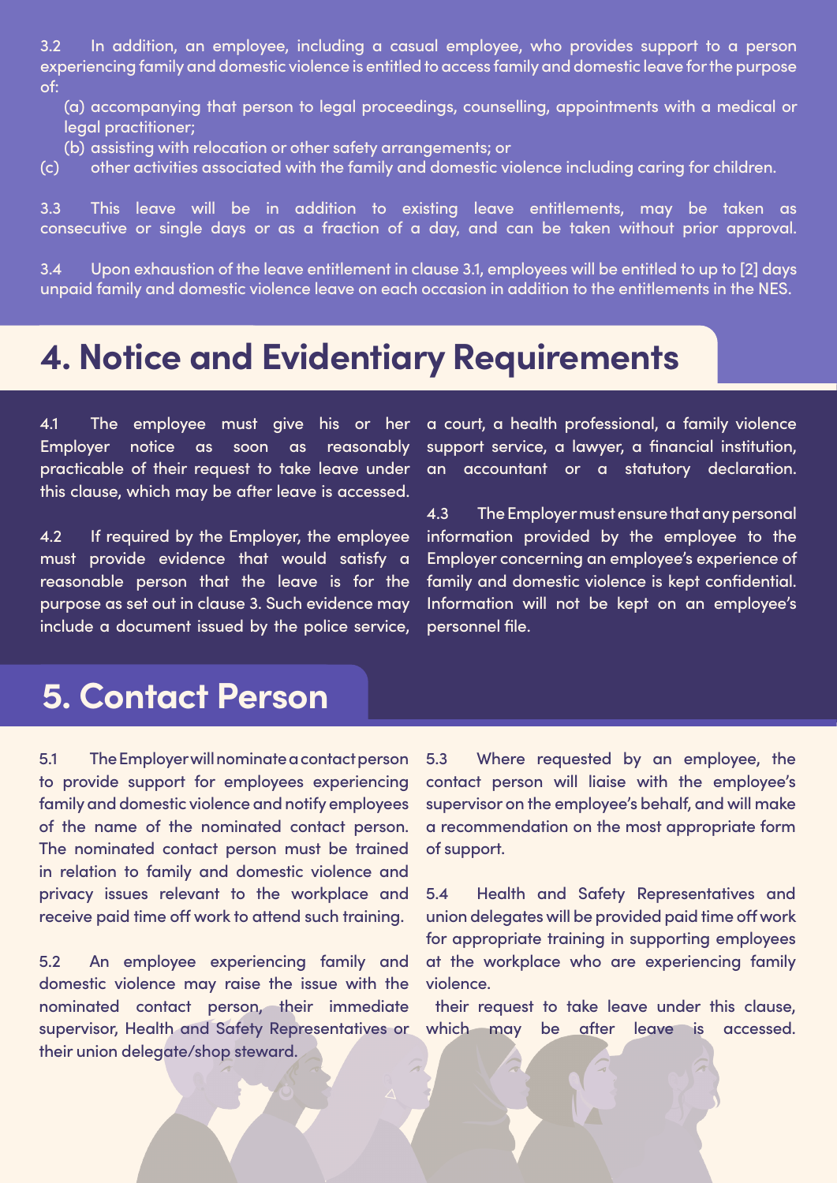3.2 In addition, an employee, including a casual employee, who provides support to a person experiencing family and domestic violence is entitled to access family and domestic leave for the purpose of:

(a) accompanying that person to legal proceedings, counselling, appointments with a medical or legal practitioner;

(b) assisting with relocation or other safety arrangements; or

(c) other activities associated with the family and domestic violence including caring for children.

3.3 This leave will be in addition to existing leave entitlements, may be taken as consecutive or single days or as a fraction of a day, and can be taken without prior approval.

3.4 Upon exhaustion of the leave entitlement in clause 3.1, employees will be entitled to up to [2] days unpaid family and domestic violence leave on each occasion in addition to the entitlements in the NES.

# 4. Notice and Evidentiary Requirements

4.1 The employee must give his or her Employer notice as soon as reasonably practicable of their request to take leave under this clause, which may be after leave is accessed.

4.2 If required by the Employer, the employee must provide evidence that would satisfy a reasonable person that the leave is for the purpose as set out in clause 3. Such evidence may include a document issued by the police service, a court, a health professional, a family violence support service, a lawyer, a financial institution, an accountant or a statutory declaration.

4.3 The Employer must ensure that any personal information provided by the employee to the Employer concerning an employee's experience of family and domestic violence is kept confidential. Information will not be kept on an employee's personnel file.

# 5. Contact Person

5.1 The Employer will nominate a contact person to provide support for employees experiencing family and domestic violence and notify employees of the name of the nominated contact person. The nominated contact person must be trained in relation to family and domestic violence and privacy issues relevant to the workplace and receive paid time off work to attend such training.

5.2 An employee experiencing family and domestic violence may raise the issue with the nominated contact person, their immediate supervisor, Health and Safety Representatives or their union delegate/shop steward.

5.3 Where requested by an employee, the contact person will liaise with the employee's supervisor on the employee's behalf, and will make a recommendation on the most appropriate form of support.

5.4 Health and Safety Representatives and union delegates will be provided paid time off work for appropriate training in supporting employees at the workplace who are experiencing family violence.

their request to take leave under this clause, which may be after leave is accessed.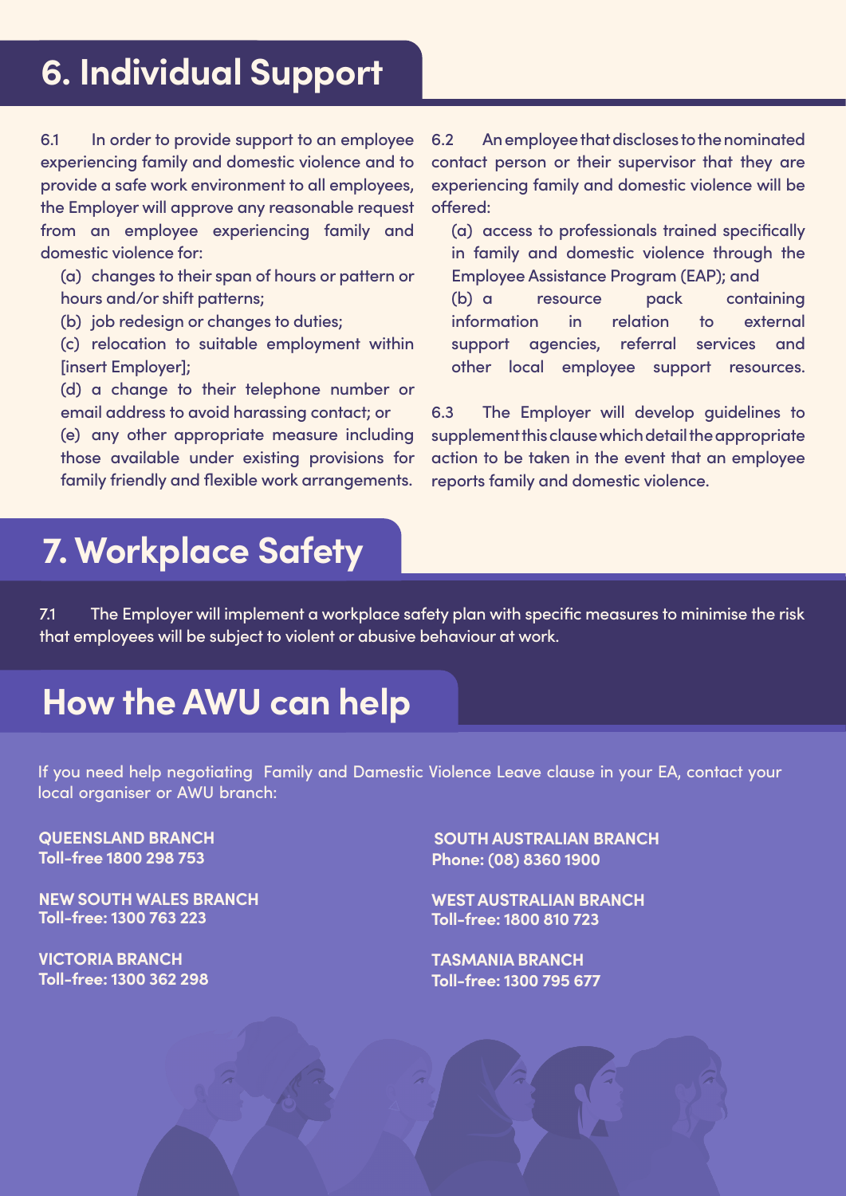# 6. Individual Support

6.1 In order to provide support to an employee experiencing family and domestic violence and to provide a safe work environment to all employees, the Employer will approve any reasonable request from an employee experiencing family and domestic violence for:

(a) changes to their span of hours or pattern or hours and/or shift patterns;

(b) job redesign or changes to duties;

(c) relocation to suitable employment within [insert Employer];

(d) a change to their telephone number or email address to avoid harassing contact; or

(e) any other appropriate measure including those available under existing provisions for family friendly and flexible work arrangements.

6.2 An employee that discloses to the nominated contact person or their supervisor that they are experiencing family and domestic violence will be offered:

(a) access to professionals trained specifically in family and domestic violence through the Employee Assistance Program (EAP); and

(b) a resource pack containing information in relation to external support agencies, referral services and other local employee support resources.

6.3 The Employer will develop guidelines to supplement this clause which detail the appropriate action to be taken in the event that an employee reports family and domestic violence.

# 7. Workplace Safety

7.1 The Employer will implement a workplace safety plan with specific measures to minimise the risk that employees will be subject to violent or abusive behaviour at work.

# How the AWU can help

If you need help negotiating Family and Damestic Violence Leave clause in your EA, contact your local organiser or AWU branch:

**QUEENSLAND BRANCH**
**Toll-free 1800 298 753**

**NEW SOUTH WALES BRANCH**
**Toll-free: 1300 763 223**

**VICTORIA BRANCH**
**Toll-free: 1300 362 298**

**SOUTH AUSTRALIAN BRANCH**
**Phone: (08) 8360 1900**

**WEST AUSTRALIAN BRANCH**
**Toll-free: 1800 810 723**

**TASMANIA BRANCH**
**Toll-free: 1300 795 677**